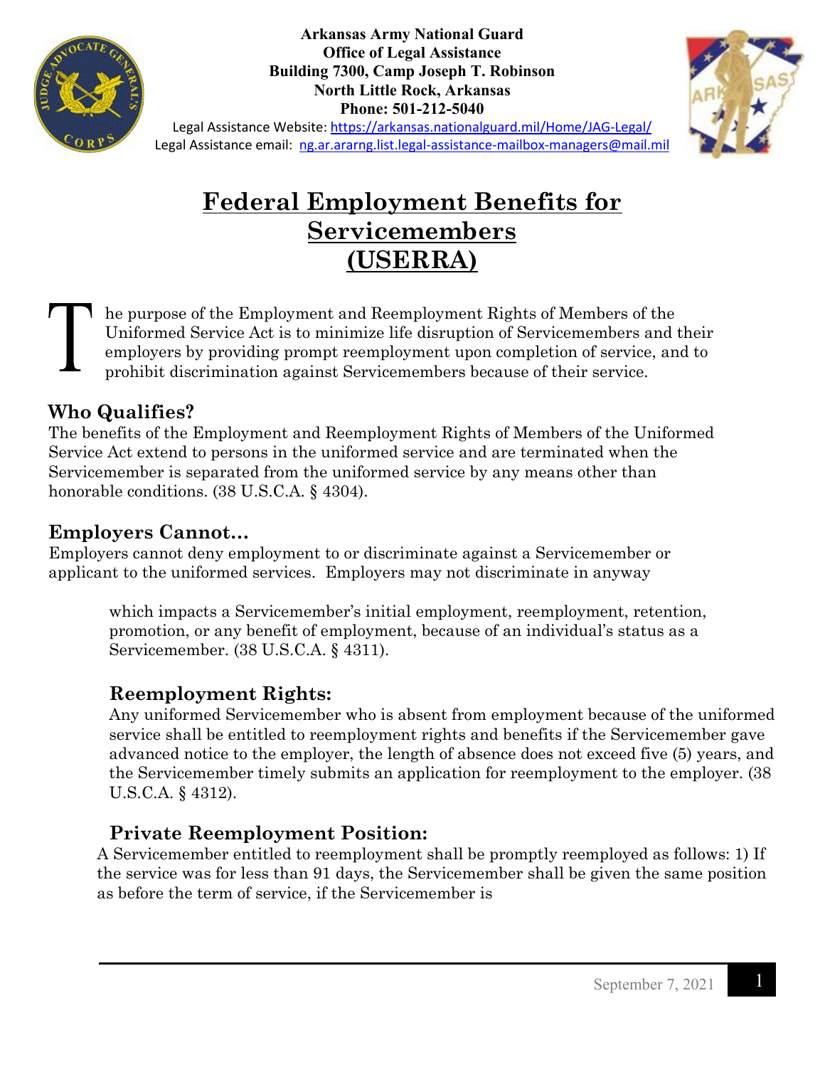**Arkansas Army National Guard**
**Office of Legal Assistance**
**Building 7300, Camp Joseph T. Robinson**
**North Little Rock, Arkansas**
**Phone: 501-212-5040**

Legal Assistance Website: https://arkansas.nationalguard.mil/Home/JAG-Legal/
Legal Assistance email: ng.ar.ararng.list.legal-assistance-mailbox-managers@mail.mil

# Federal Employment Benefits for Servicemembers (USERRA)

The purpose of the Employment and Reemployment Rights of Members of the Uniformed Service Act is to minimize life disruption of Servicemembers and their employers by providing prompt reemployment upon completion of service, and to prohibit discrimination against Servicemembers because of their service.

## Who Qualifies?

The benefits of the Employment and Reemployment Rights of Members of the Uniformed Service Act extend to persons in the uniformed service and are terminated when the Servicemember is separated from the uniformed service by any means other than honorable conditions. (38 U.S.C.A. § 4304).

## Employers Cannot…

Employers cannot deny employment to or discriminate against a Servicemember or applicant to the uniformed services. Employers may not discriminate in anyway which impacts a Servicemember's initial employment, reemployment, retention, promotion, or any benefit of employment, because of an individual's status as a Servicemember. (38 U.S.C.A. § 4311).

## Reemployment Rights:

Any uniformed Servicemember who is absent from employment because of the uniformed service shall be entitled to reemployment rights and benefits if the Servicemember gave advanced notice to the employer, the length of absence does not exceed five (5) years, and the Servicemember timely submits an application for reemployment to the employer. (38 U.S.C.A. § 4312).

## Private Reemployment Position:

A Servicemember entitled to reemployment shall be promptly reemployed as follows: 1) If the service was for less than 91 days, the Servicemember shall be given the same position as before the term of service, if the Servicemember is

September 7, 2021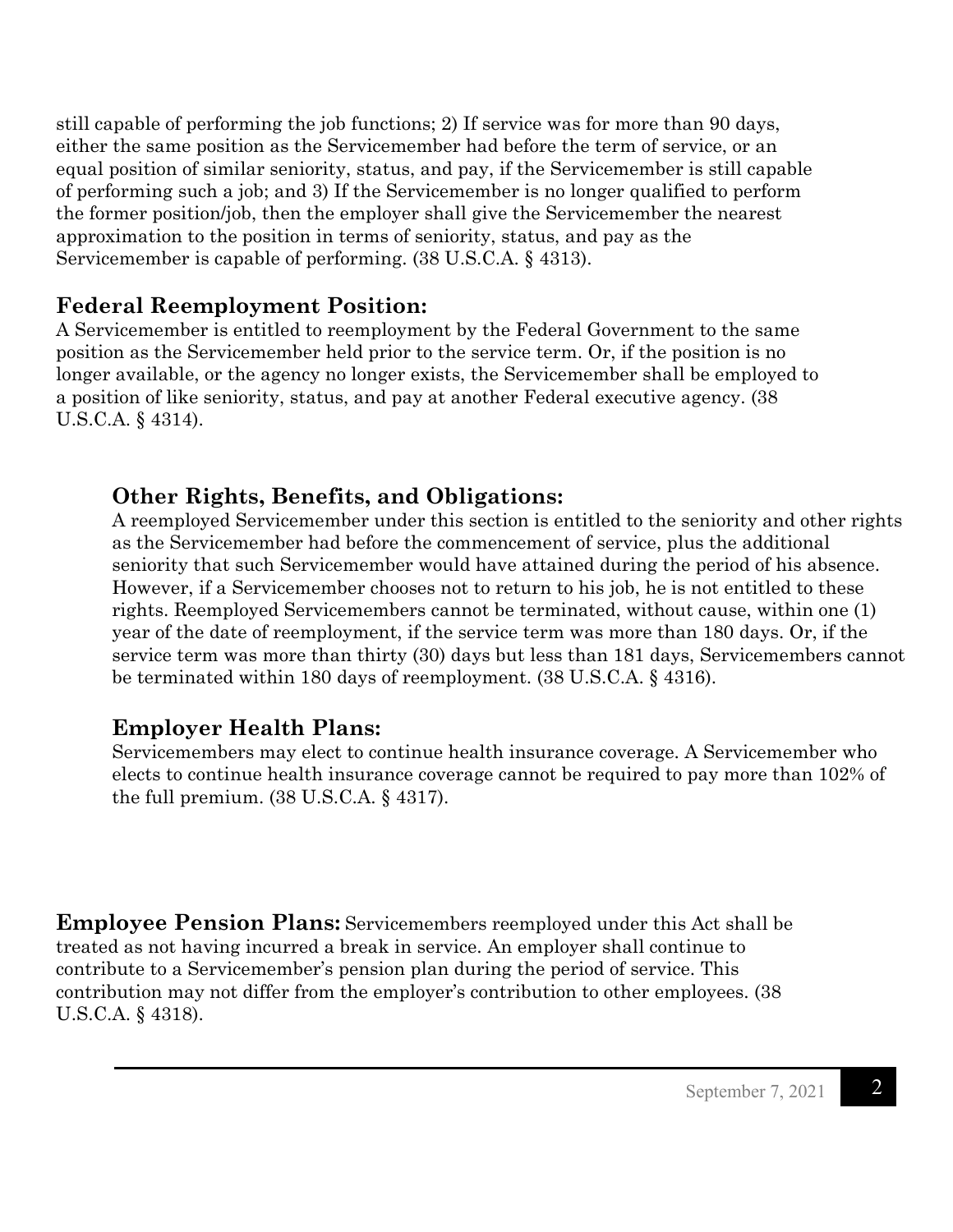still capable of performing the job functions; 2) If service was for more than 90 days, either the same position as the Servicemember had before the term of service, or an equal position of similar seniority, status, and pay, if the Servicemember is still capable of performing such a job; and 3) If the Servicemember is no longer qualified to perform the former position/job, then the employer shall give the Servicemember the nearest approximation to the position in terms of seniority, status, and pay as the Servicemember is capable of performing. (38 U.S.C.A. § 4313).

## Federal Reemployment Position:

A Servicemember is entitled to reemployment by the Federal Government to the same position as the Servicemember held prior to the service term. Or, if the position is no longer available, or the agency no longer exists, the Servicemember shall be employed to a position of like seniority, status, and pay at another Federal executive agency. (38 U.S.C.A. § 4314).

## Other Rights, Benefits, and Obligations:

A reemployed Servicemember under this section is entitled to the seniority and other rights as the Servicemember had before the commencement of service, plus the additional seniority that such Servicemember would have attained during the period of his absence. However, if a Servicemember chooses not to return to his job, he is not entitled to these rights. Reemployed Servicemembers cannot be terminated, without cause, within one (1) year of the date of reemployment, if the service term was more than 180 days. Or, if the service term was more than thirty (30) days but less than 181 days, Servicemembers cannot be terminated within 180 days of reemployment. (38 U.S.C.A. § 4316).

## Employer Health Plans:

Servicemembers may elect to continue health insurance coverage. A Servicemember who elects to continue health insurance coverage cannot be required to pay more than 102% of the full premium. (38 U.S.C.A. § 4317).

**Employee Pension Plans:** Servicemembers reemployed under this Act shall be treated as not having incurred a break in service. An employer shall continue to contribute to a Servicemember's pension plan during the period of service. This contribution may not differ from the employer's contribution to other employees. (38 U.S.C.A. § 4318).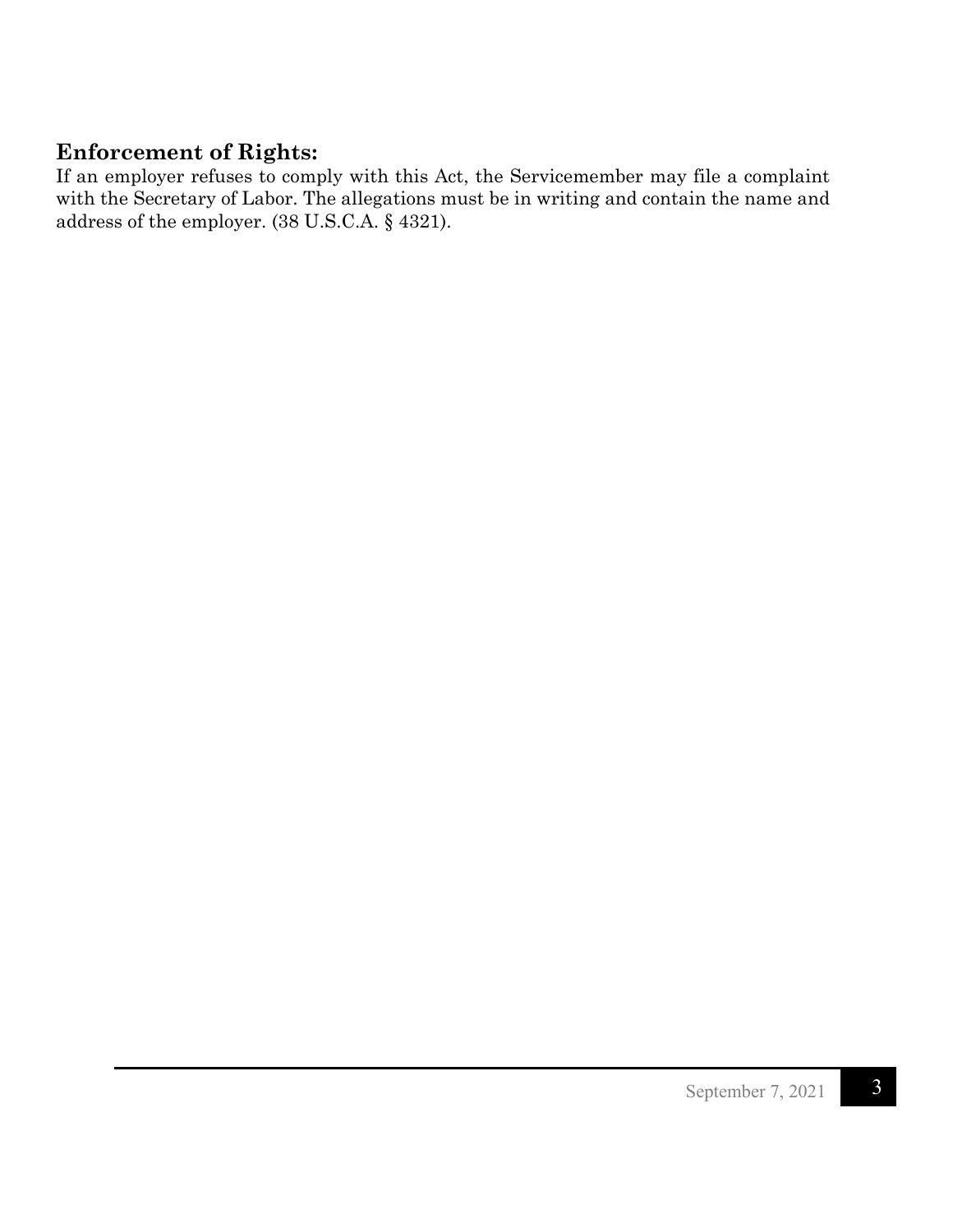**Enforcement of Rights:**

If an employer refuses to comply with this Act, the Servicemember may file a complaint with the Secretary of Labor. The allegations must be in writing and contain the name and address of the employer. (38 U.S.C.A. § 4321).